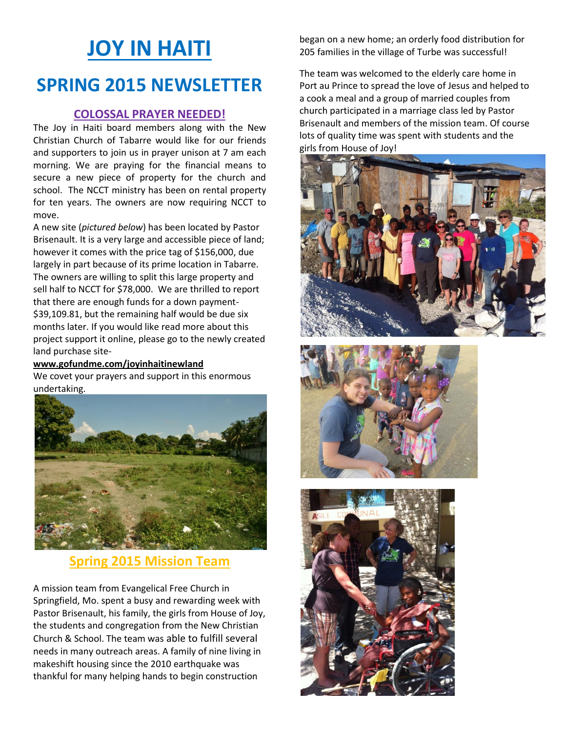# JOY IN HAITI

# SPRING 2015 NEWSLETTER

## COLOSSAL PRAYER NEEDED!

The Joy in Haiti board members along with the New Christian Church of Tabarre would like for our friends and supporters to join us in prayer unison at 7 am each morning. We are praying for the financial means to secure a new piece of property for the church and school. The NCCT ministry has been on rental property for ten years. The owners are now requiring NCCT to move.

A new site (*pictured below*) has been located by Pastor Brisenault. It is a very large and accessible piece of land; however it comes with the price tag of $156,000, due largely in part because of its prime location in Tabarre. The owners are willing to split this large property and sell half to NCCT for $78,000. We are thrilled to report that there are enough funds for a down payment- $39,109.81, but the remaining half would be due six months later. If you would like read more about this project support it online, please go to the newly created land purchase site-

**www.gofundme.com/joyinhaitinewland**

We covet your prayers and support in this enormous undertaking.

## Spring 2015 Mission Team

A mission team from Evangelical Free Church in Springfield, Mo. spent a busy and rewarding week with Pastor Brisenault, his family, the girls from House of Joy, the students and congregation from the New Christian Church & School. The team was able to fulfill several needs in many outreach areas. A family of nine living in makeshift housing since the 2010 earthquake was thankful for many helping hands to begin construction began on a new home; an orderly food distribution for 205 families in the village of Turbe was successful!

The team was welcomed to the elderly care home in Port au Prince to spread the love of Jesus and helped to a cook a meal and a group of married couples from church participated in a marriage class led by Pastor Brisenault and members of the mission team. Of course lots of quality time was spent with students and the girls from House of Joy!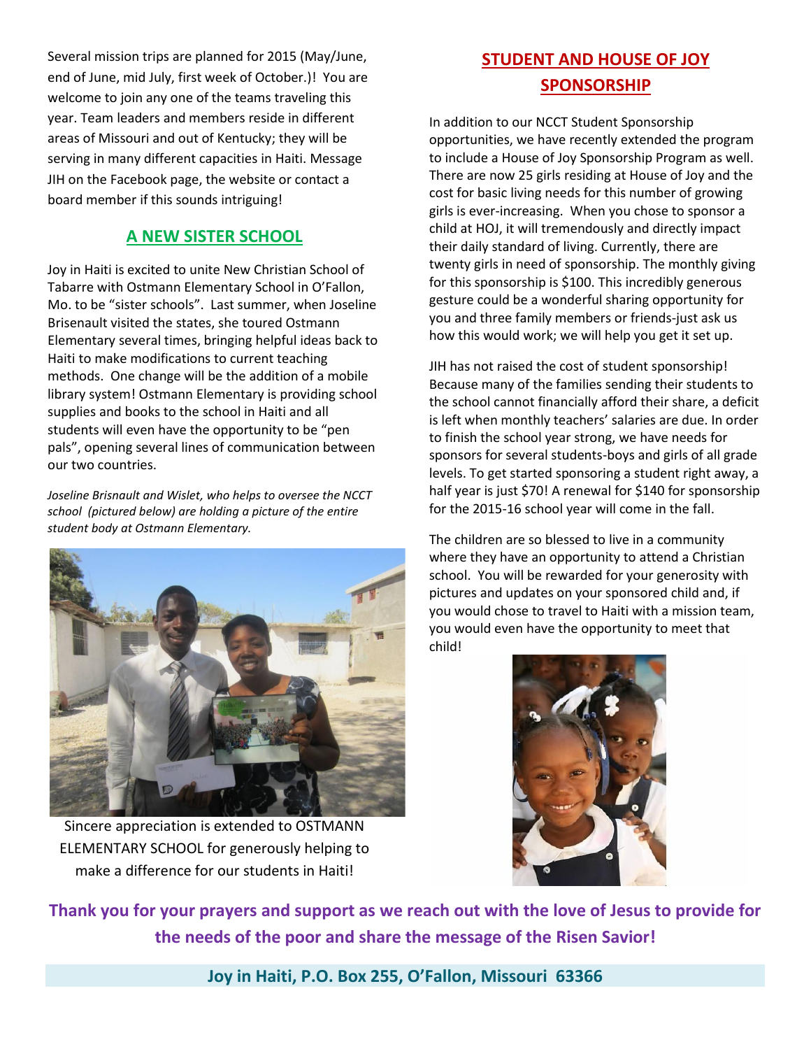Several mission trips are planned for 2015 (May/June, end of June, mid July, first week of October.)! You are welcome to join any one of the teams traveling this year. Team leaders and members reside in different areas of Missouri and out of Kentucky; they will be serving in many different capacities in Haiti. Message JIH on the Facebook page, the website or contact a board member if this sounds intriguing!

## A NEW SISTER SCHOOL

Joy in Haiti is excited to unite New Christian School of Tabarre with Ostmann Elementary School in O'Fallon, Mo. to be "sister schools". Last summer, when Joseline Brisenault visited the states, she toured Ostmann Elementary several times, bringing helpful ideas back to Haiti to make modifications to current teaching methods. One change will be the addition of a mobile library system! Ostmann Elementary is providing school supplies and books to the school in Haiti and all students will even have the opportunity to be "pen pals", opening several lines of communication between our two countries.

*Joseline Brisnault and Wislet, who helps to oversee the NCCT school (pictured below) are holding a picture of the entire student body at Ostmann Elementary.*

Sincere appreciation is extended to OSTMANN ELEMENTARY SCHOOL for generously helping to make a difference for our students in Haiti!

## STUDENT AND HOUSE OF JOY SPONSORSHIP

In addition to our NCCT Student Sponsorship opportunities, we have recently extended the program to include a House of Joy Sponsorship Program as well. There are now 25 girls residing at House of Joy and the cost for basic living needs for this number of growing girls is ever-increasing. When you chose to sponsor a child at HOJ, it will tremendously and directly impact their daily standard of living. Currently, there are twenty girls in need of sponsorship. The monthly giving for this sponsorship is $100. This incredibly generous gesture could be a wonderful sharing opportunity for you and three family members or friends-just ask us how this would work; we will help you get it set up.

JIH has not raised the cost of student sponsorship! Because many of the families sending their students to the school cannot financially afford their share, a deficit is left when monthly teachers' salaries are due. In order to finish the school year strong, we have needs for sponsors for several students-boys and girls of all grade levels. To get started sponsoring a student right away, a half year is just $70! A renewal for $140 for sponsorship for the 2015-16 school year will come in the fall.

The children are so blessed to live in a community where they have an opportunity to attend a Christian school. You will be rewarded for your generosity with pictures and updates on your sponsored child and, if you would chose to travel to Haiti with a mission team, you would even have the opportunity to meet that child!

**Thank you for your prayers and support as we reach out with the love of Jesus to provide for the needs of the poor and share the message of the Risen Savior!**

**Joy in Haiti, P.O. Box 255, O'Fallon, Missouri 63366**